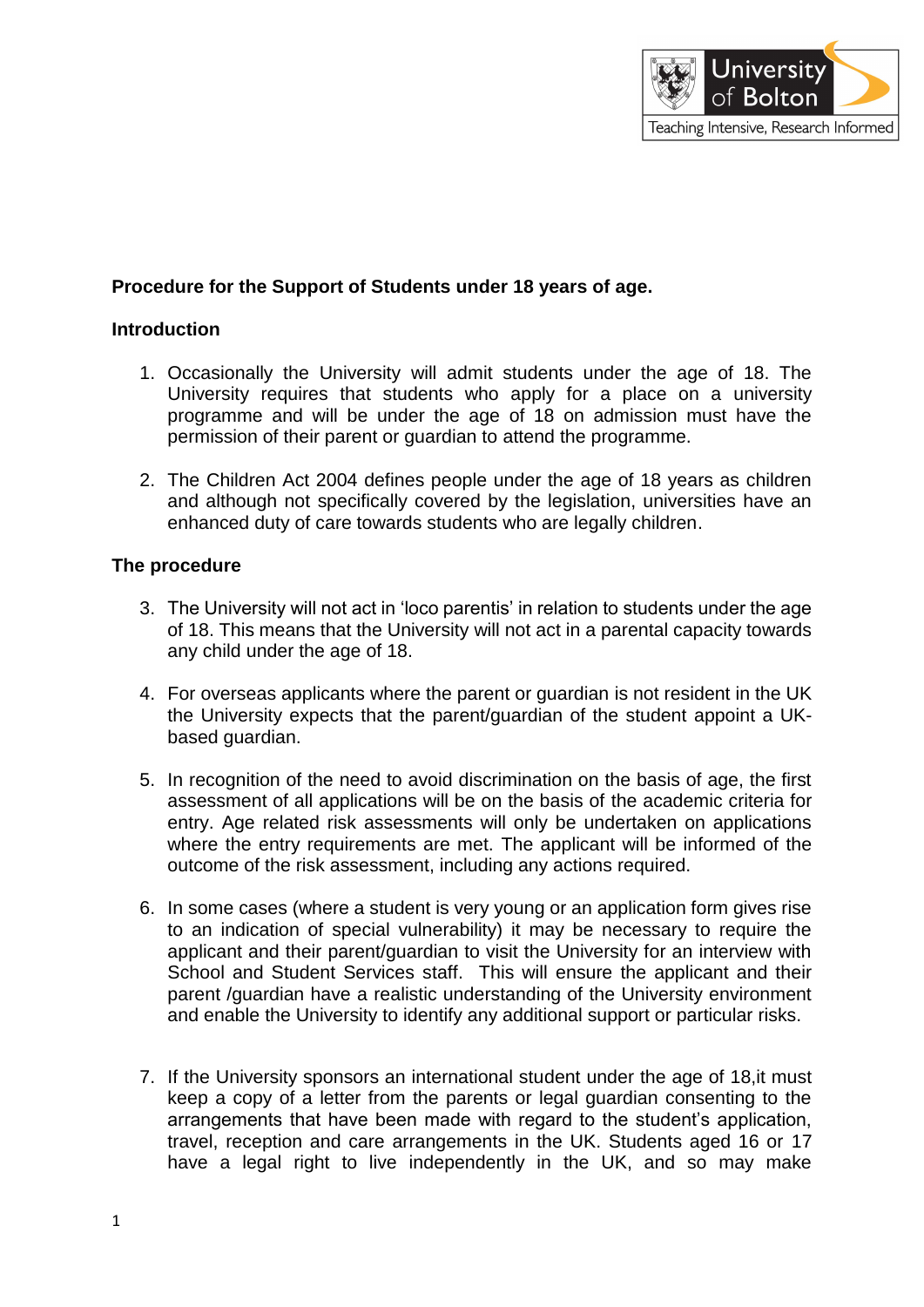**Procedure for the Support of Students under 18 years of age.**

**Introduction**

1. Occasionally the University will admit students under the age of 18. The University requires that students who apply for a place on a university programme and will be under the age of 18 on admission must have the permission of their parent or guardian to attend the programme.

2. The Children Act 2004 defines people under the age of 18 years as children and although not specifically covered by the legislation, universities have an enhanced duty of care towards students who are legally children.

**The procedure**

3. The University will not act in 'loco parentis' in relation to students under the age of 18. This means that the University will not act in a parental capacity towards any child under the age of 18.

4. For overseas applicants where the parent or guardian is not resident in the UK the University expects that the parent/guardian of the student appoint a UK-based guardian.

5. In recognition of the need to avoid discrimination on the basis of age, the first assessment of all applications will be on the basis of the academic criteria for entry. Age related risk assessments will only be undertaken on applications where the entry requirements are met. The applicant will be informed of the outcome of the risk assessment, including any actions required.

6. In some cases (where a student is very young or an application form gives rise to an indication of special vulnerability) it may be necessary to require the applicant and their parent/guardian to visit the University for an interview with School and Student Services staff. This will ensure the applicant and their parent /guardian have a realistic understanding of the University environment and enable the University to identify any additional support or particular risks.

7. If the University sponsors an international student under the age of 18,it must keep a copy of a letter from the parents or legal guardian consenting to the arrangements that have been made with regard to the student's application, travel, reception and care arrangements in the UK. Students aged 16 or 17 have a legal right to live independently in the UK, and so may make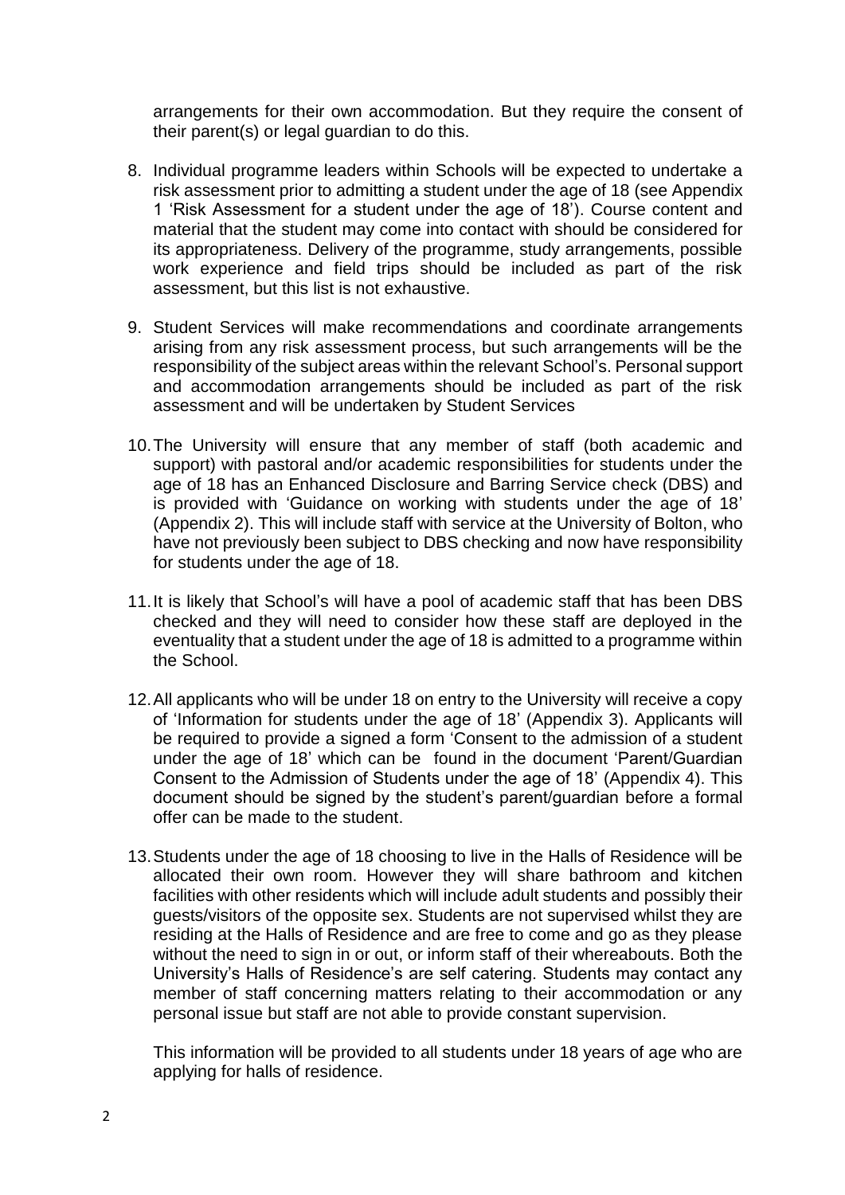arrangements for their own accommodation. But they require the consent of their parent(s) or legal guardian to do this.

8. Individual programme leaders within Schools will be expected to undertake a risk assessment prior to admitting a student under the age of 18 (see Appendix 1 'Risk Assessment for a student under the age of 18'). Course content and material that the student may come into contact with should be considered for its appropriateness. Delivery of the programme, study arrangements, possible work experience and field trips should be included as part of the risk assessment, but this list is not exhaustive.

9. Student Services will make recommendations and coordinate arrangements arising from any risk assessment process, but such arrangements will be the responsibility of the subject areas within the relevant School's. Personal support and accommodation arrangements should be included as part of the risk assessment and will be undertaken by Student Services

10. The University will ensure that any member of staff (both academic and support) with pastoral and/or academic responsibilities for students under the age of 18 has an Enhanced Disclosure and Barring Service check (DBS) and is provided with 'Guidance on working with students under the age of 18' (Appendix 2). This will include staff with service at the University of Bolton, who have not previously been subject to DBS checking and now have responsibility for students under the age of 18.

11. It is likely that School's will have a pool of academic staff that has been DBS checked and they will need to consider how these staff are deployed in the eventuality that a student under the age of 18 is admitted to a programme within the School.

12. All applicants who will be under 18 on entry to the University will receive a copy of 'Information for students under the age of 18' (Appendix 3). Applicants will be required to provide a signed a form 'Consent to the admission of a student under the age of 18' which can be found in the document 'Parent/Guardian Consent to the Admission of Students under the age of 18' (Appendix 4). This document should be signed by the student's parent/guardian before a formal offer can be made to the student.

13. Students under the age of 18 choosing to live in the Halls of Residence will be allocated their own room. However they will share bathroom and kitchen facilities with other residents which will include adult students and possibly their guests/visitors of the opposite sex. Students are not supervised whilst they are residing at the Halls of Residence and are free to come and go as they please without the need to sign in or out, or inform staff of their whereabouts. Both the University's Halls of Residence's are self catering. Students may contact any member of staff concerning matters relating to their accommodation or any personal issue but staff are not able to provide constant supervision.

    This information will be provided to all students under 18 years of age who are applying for halls of residence.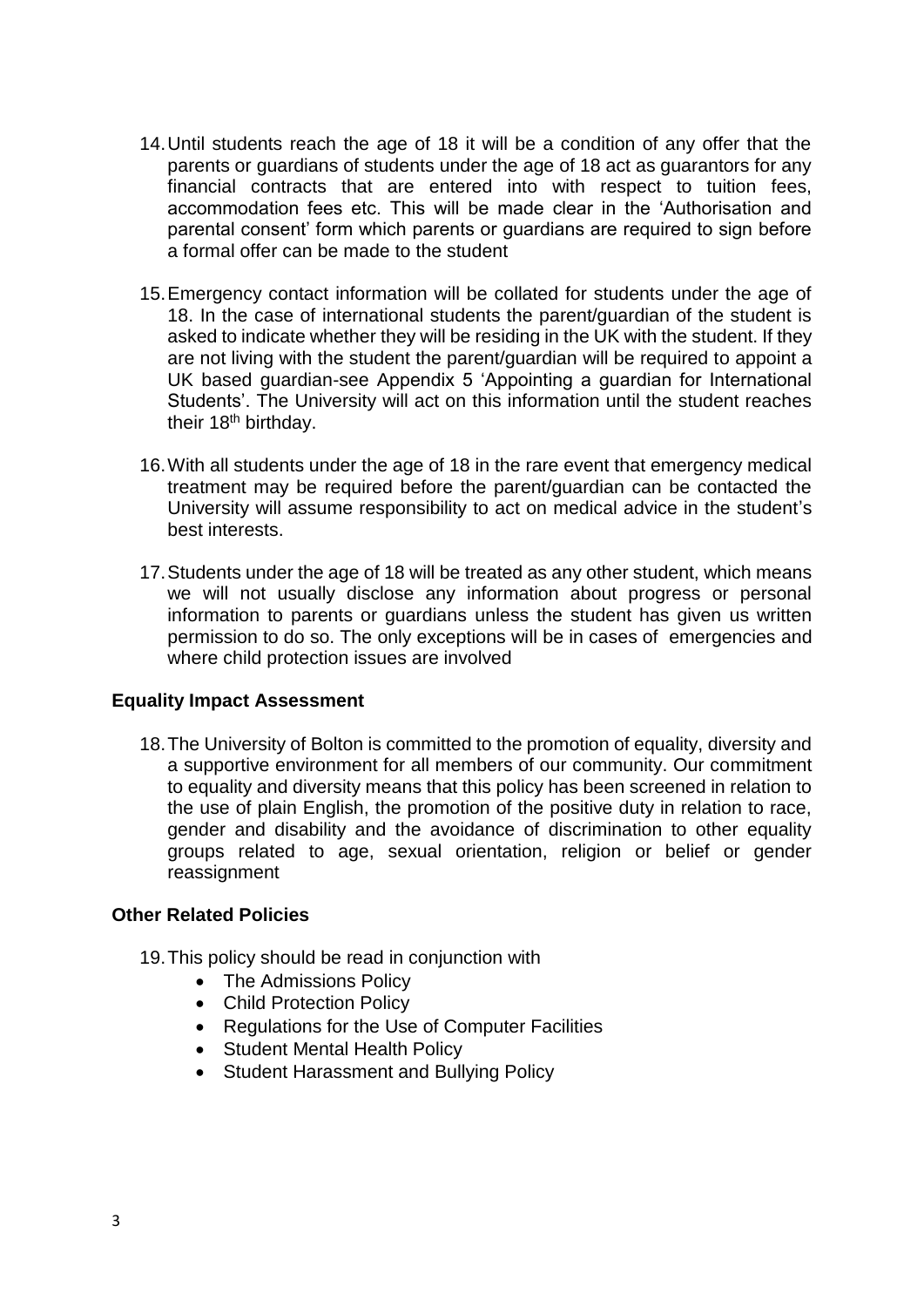14. Until students reach the age of 18 it will be a condition of any offer that the parents or guardians of students under the age of 18 act as guarantors for any financial contracts that are entered into with respect to tuition fees, accommodation fees etc. This will be made clear in the 'Authorisation and parental consent' form which parents or guardians are required to sign before a formal offer can be made to the student

15. Emergency contact information will be collated for students under the age of 18. In the case of international students the parent/guardian of the student is asked to indicate whether they will be residing in the UK with the student. If they are not living with the student the parent/guardian will be required to appoint a UK based guardian-see Appendix 5 'Appointing a guardian for International Students'. The University will act on this information until the student reaches their 18th birthday.

16. With all students under the age of 18 in the rare event that emergency medical treatment may be required before the parent/guardian can be contacted the University will assume responsibility to act on medical advice in the student's best interests.

17. Students under the age of 18 will be treated as any other student, which means we will not usually disclose any information about progress or personal information to parents or guardians unless the student has given us written permission to do so. The only exceptions will be in cases of emergencies and where child protection issues are involved

**Equality Impact Assessment**

18. The University of Bolton is committed to the promotion of equality, diversity and a supportive environment for all members of our community. Our commitment to equality and diversity means that this policy has been screened in relation to the use of plain English, the promotion of the positive duty in relation to race, gender and disability and the avoidance of discrimination to other equality groups related to age, sexual orientation, religion or belief or gender reassignment

**Other Related Policies**

19. This policy should be read in conjunction with
    - The Admissions Policy
    - Child Protection Policy
    - Regulations for the Use of Computer Facilities
    - Student Mental Health Policy
    - Student Harassment and Bullying Policy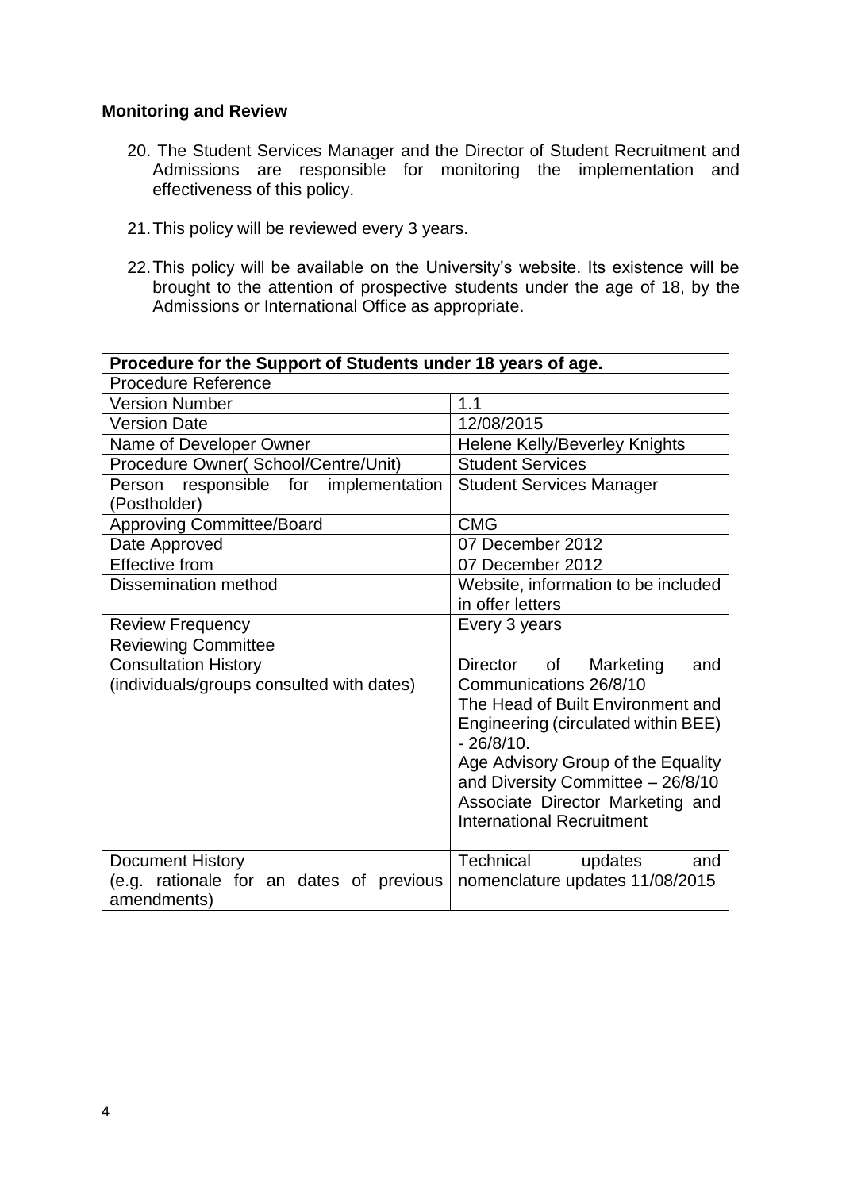## Monitoring and Review

20. The Student Services Manager and the Director of Student Recruitment and Admissions are responsible for monitoring the implementation and effectiveness of this policy.

21. This policy will be reviewed every 3 years.

22. This policy will be available on the University's website. Its existence will be brought to the attention of prospective students under the age of 18, by the Admissions or International Office as appropriate.

| Procedure for the Support of Students under 18 years of age. | |
|---|---|
| Procedure Reference | |
| Version Number | 1.1 |
| Version Date | 12/08/2015 |
| Name of Developer Owner | Helene Kelly/Beverley Knights |
| Procedure Owner( School/Centre/Unit) | Student Services |
| Person responsible for implementation (Postholder) | Student Services Manager |
| Approving Committee/Board | CMG |
| Date Approved | 07 December 2012 |
| Effective from | 07 December 2012 |
| Dissemination method | Website, information to be included in offer letters |
| Review Frequency | Every 3 years |
| Reviewing Committee | |
| Consultation History (individuals/groups consulted with dates) | Director of Marketing and Communications 26/8/10<br>The Head of Built Environment and Engineering (circulated within BEE) - 26/8/10.<br>Age Advisory Group of the Equality and Diversity Committee – 26/8/10<br>Associate Director Marketing and International Recruitment |
| Document History (e.g. rationale for an dates of previous amendments) | Technical updates and nomenclature updates 11/08/2015 |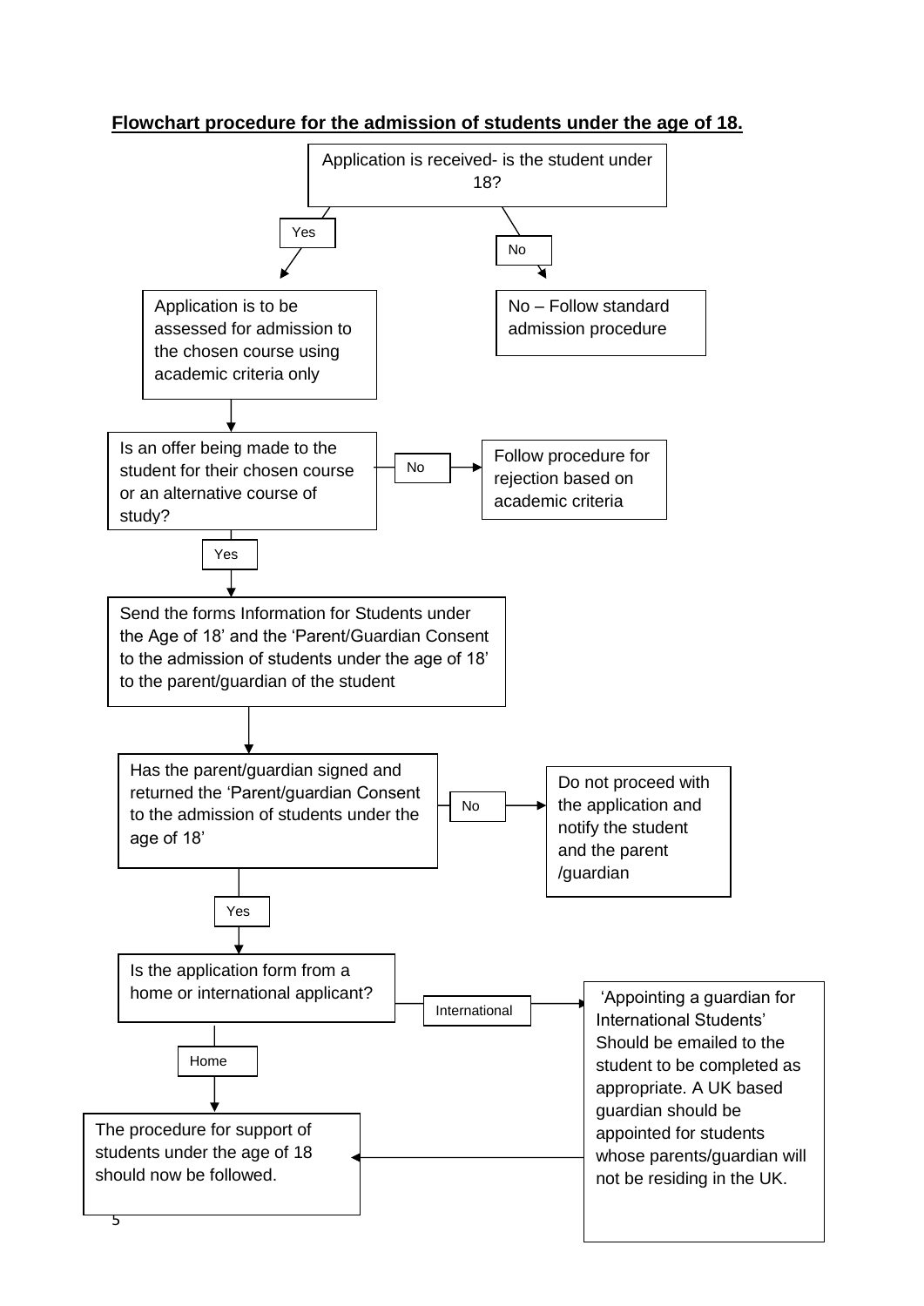**Flowchart procedure for the admission of students under the age of 18.**

Application is received- is the student under 18?

- **Yes** → Application is to be assessed for admission to the chosen course using academic criteria only
- **No** → No – Follow standard admission procedure

Is an offer being made to the student for their chosen course or an alternative course of study?

- **No** → Follow procedure for rejection based on academic criteria
- **Yes** → Send the forms Information for Students under the Age of 18' and the 'Parent/Guardian Consent to the admission of students under the age of 18' to the parent/guardian of the student

Has the parent/guardian signed and returned the 'Parent/guardian Consent to the admission of students under the age of 18'

- **No** → Do not proceed with the application and notify the student and the parent /guardian
- **Yes** → Is the application form from a home or international applicant?

Is the application form from a home or international applicant?

- **International** → 'Appointing a guardian for International Students' Should be emailed to the student to be completed as appropriate. A UK based guardian should be appointed for students whose parents/guardian will not be residing in the UK. → The procedure for support of students under the age of 18 should now be followed.
- **Home** → The procedure for support of students under the age of 18 should now be followed.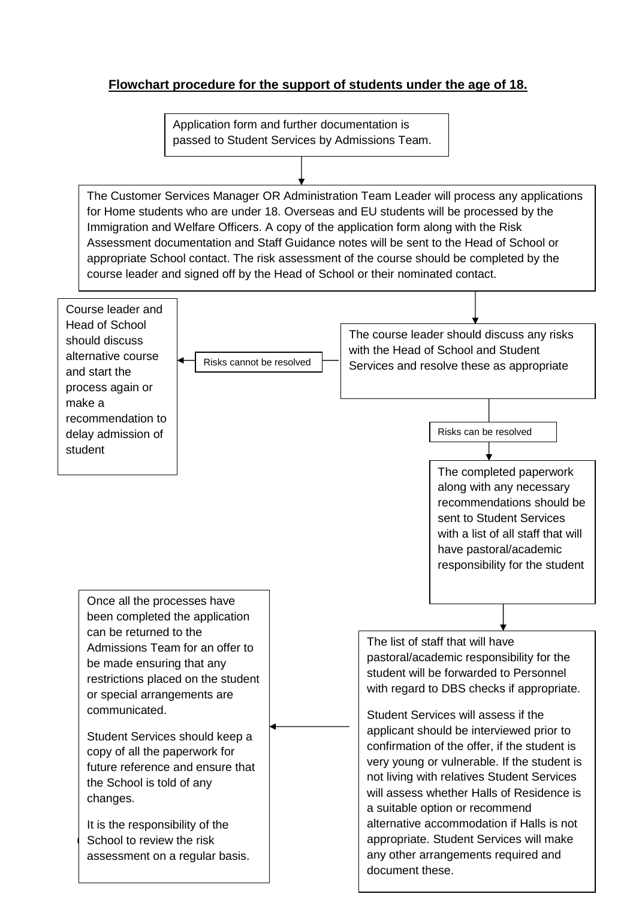**Flowchart procedure for the support of students under the age of 18.**

Application form and further documentation is passed to Student Services by Admissions Team.

↓

The Customer Services Manager OR Administration Team Leader will process any applications for Home students who are under 18. Overseas and EU students will be processed by the Immigration and Welfare Officers. A copy of the application form along with the Risk Assessment documentation and Staff Guidance notes will be sent to the Head of School or appropriate School contact. The risk assessment of the course should be completed by the course leader and signed off by the Head of School or their nominated contact.

↓

The course leader should discuss any risks with the Head of School and Student Services and resolve these as appropriate

- **Risks cannot be resolved** → Course leader and Head of School should discuss alternative course and start the process again or make a recommendation to delay admission of student
- **Risks can be resolved** ↓

The completed paperwork along with any necessary recommendations should be sent to Student Services with a list of all staff that will have pastoral/academic responsibility for the student

↓

The list of staff that will have pastoral/academic responsibility for the student will be forwarded to Personnel with regard to DBS checks if appropriate.

Student Services will assess if the applicant should be interviewed prior to confirmation of the offer, if the student is very young or vulnerable. If the student is not living with relatives Student Services will assess whether Halls of Residence is a suitable option or recommend alternative accommodation if Halls is not appropriate. Student Services will make any other arrangements required and document these.

→

Once all the processes have been completed the application can be returned to the Admissions Team for an offer to be made ensuring that any restrictions placed on the student or special arrangements are communicated.

Student Services should keep a copy of all the paperwork for future reference and ensure that the School is told of any changes.

It is the responsibility of the School to review the risk assessment on a regular basis.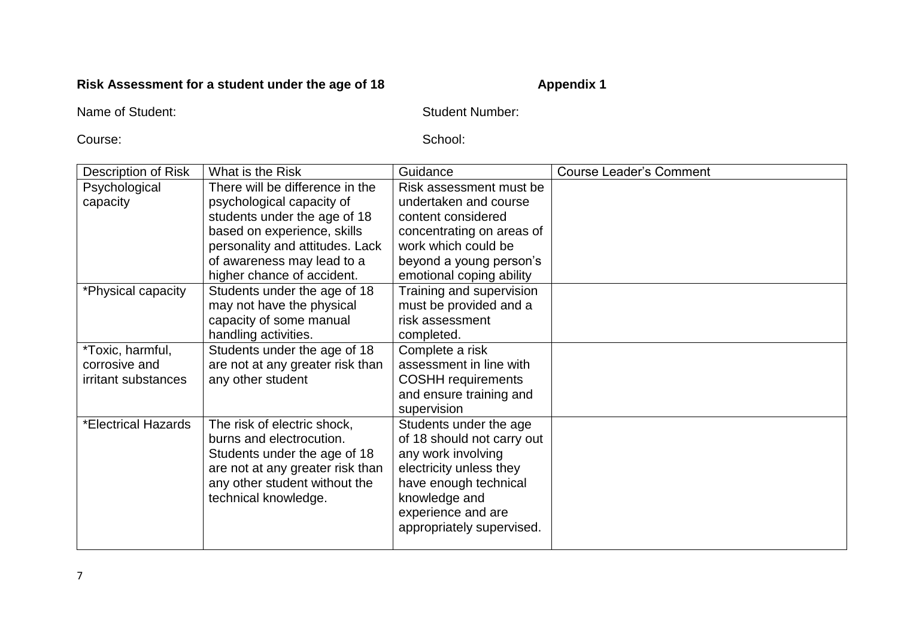**Risk Assessment for a student under the age of 18** **Appendix 1**

Name of Student: Student Number:

Course: School:

| Description of Risk | What is the Risk | Guidance | Course Leader's Comment |
|---|---|---|---|
| Psychological capacity | There will be difference in the psychological capacity of students under the age of 18 based on experience, skills personality and attitudes. Lack of awareness may lead to a higher chance of accident. | Risk assessment must be undertaken and course content considered concentrating on areas of work which could be beyond a young person's emotional coping ability | |
| *Physical capacity | Students under the age of 18 may not have the physical capacity of some manual handling activities. | Training and supervision must be provided and a risk assessment completed. | |
| *Toxic, harmful, corrosive and irritant substances | Students under the age of 18 are not at any greater risk than any other student | Complete a risk assessment in line with COSHH requirements and ensure training and supervision | |
| *Electrical Hazards | The risk of electric shock, burns and electrocution. Students under the age of 18 are not at any greater risk than any other student without the technical knowledge. | Students under the age of 18 should not carry out any work involving electricity unless they have enough technical knowledge and experience and are appropriately supervised. | |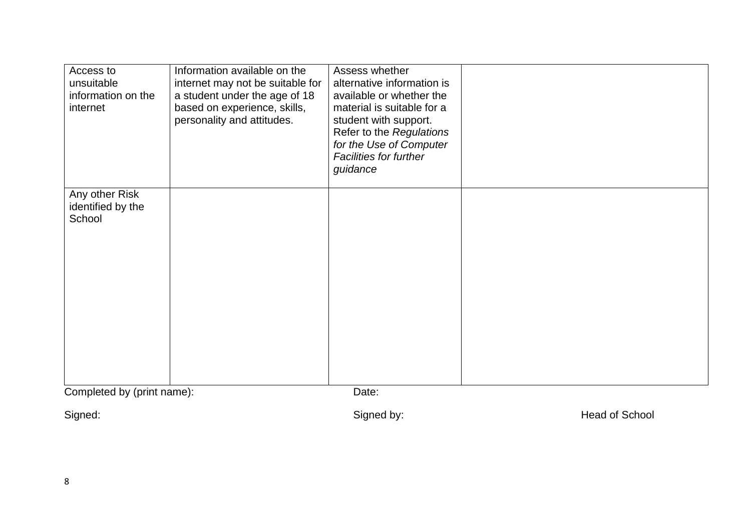| | | | |
|---|---|---|---|
| Access to unsuitable information on the internet | Information available on the internet may not be suitable for a student under the age of 18 based on experience, skills, personality and attitudes. | Assess whether alternative information is available or whether the material is suitable for a student with support. Refer to the *Regulations for the Use of Computer Facilities for further guidance* | |
| Any other Risk identified by the School | | | |

Completed by (print name): Date:

Signed: Signed by: Head of School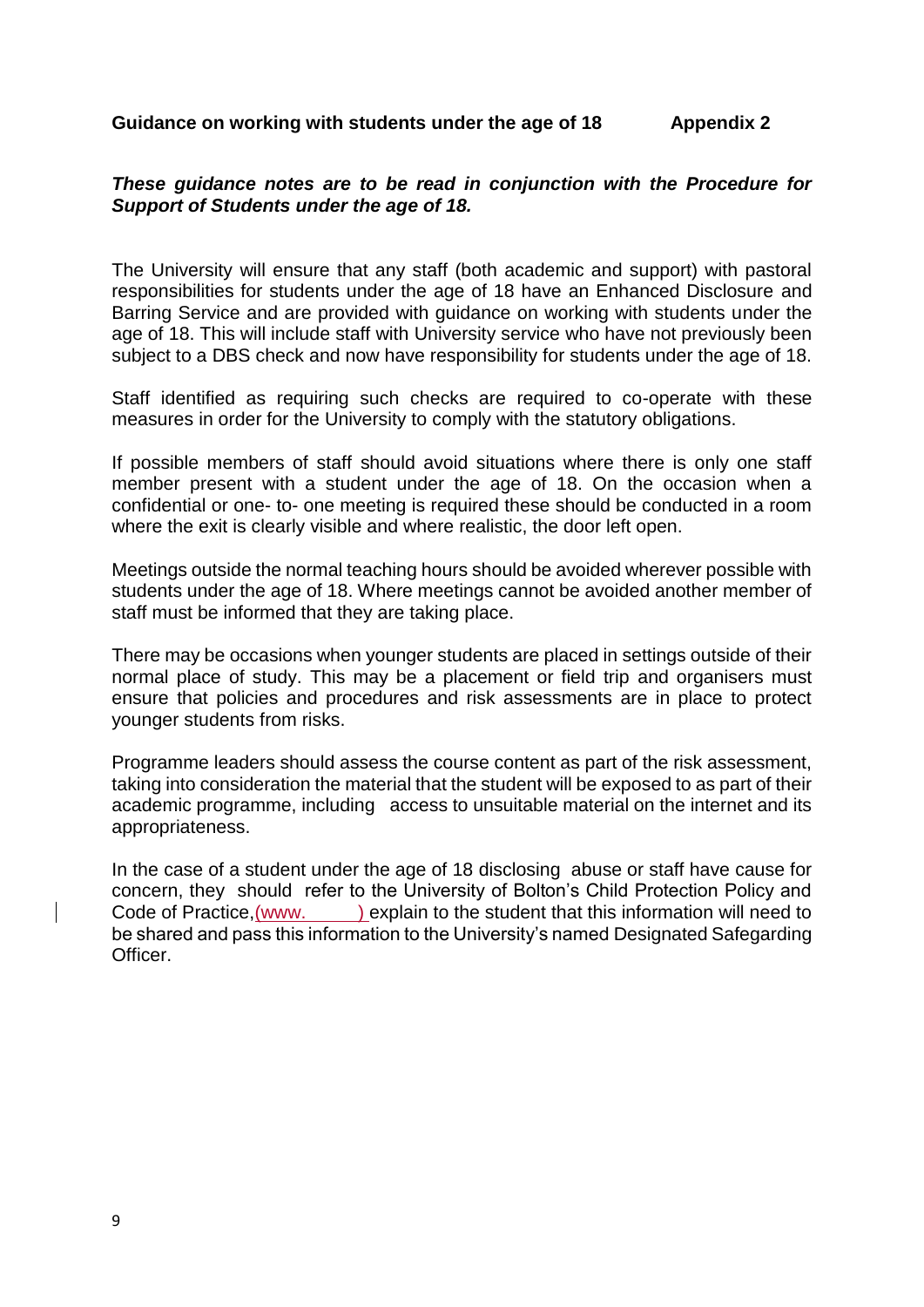**Guidance on working with students under the age of 18 Appendix 2**

***These guidance notes are to be read in conjunction with the Procedure for Support of Students under the age of 18.***

The University will ensure that any staff (both academic and support) with pastoral responsibilities for students under the age of 18 have an Enhanced Disclosure and Barring Service and are provided with guidance on working with students under the age of 18. This will include staff with University service who have not previously been subject to a DBS check and now have responsibility for students under the age of 18.

Staff identified as requiring such checks are required to co-operate with these measures in order for the University to comply with the statutory obligations.

If possible members of staff should avoid situations where there is only one staff member present with a student under the age of 18. On the occasion when a confidential or one- to- one meeting is required these should be conducted in a room where the exit is clearly visible and where realistic, the door left open.

Meetings outside the normal teaching hours should be avoided wherever possible with students under the age of 18. Where meetings cannot be avoided another member of staff must be informed that they are taking place.

There may be occasions when younger students are placed in settings outside of their normal place of study. This may be a placement or field trip and organisers must ensure that policies and procedures and risk assessments are in place to protect younger students from risks.

Programme leaders should assess the course content as part of the risk assessment, taking into consideration the material that the student will be exposed to as part of their academic programme, including access to unsuitable material on the internet and its appropriateness.

In the case of a student under the age of 18 disclosing abuse or staff have cause for concern, they should refer to the University of Bolton's Child Protection Policy and Code of Practice,(www. ) explain to the student that this information will need to be shared and pass this information to the University's named Designated Safegarding Officer.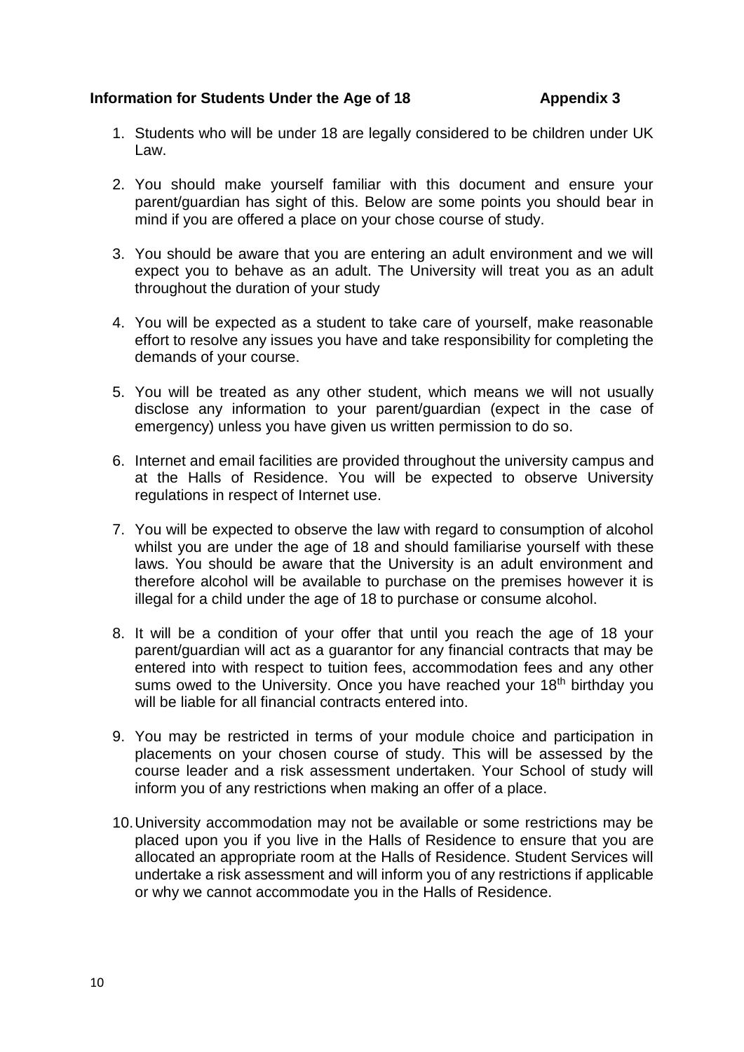**Information for Students Under the Age of 18** **Appendix 3**

1. Students who will be under 18 are legally considered to be children under UK Law.

2. You should make yourself familiar with this document and ensure your parent/guardian has sight of this. Below are some points you should bear in mind if you are offered a place on your chose course of study.

3. You should be aware that you are entering an adult environment and we will expect you to behave as an adult. The University will treat you as an adult throughout the duration of your study

4. You will be expected as a student to take care of yourself, make reasonable effort to resolve any issues you have and take responsibility for completing the demands of your course.

5. You will be treated as any other student, which means we will not usually disclose any information to your parent/guardian (expect in the case of emergency) unless you have given us written permission to do so.

6. Internet and email facilities are provided throughout the university campus and at the Halls of Residence. You will be expected to observe University regulations in respect of Internet use.

7. You will be expected to observe the law with regard to consumption of alcohol whilst you are under the age of 18 and should familiarise yourself with these laws. You should be aware that the University is an adult environment and therefore alcohol will be available to purchase on the premises however it is illegal for a child under the age of 18 to purchase or consume alcohol.

8. It will be a condition of your offer that until you reach the age of 18 your parent/guardian will act as a guarantor for any financial contracts that may be entered into with respect to tuition fees, accommodation fees and any other sums owed to the University. Once you have reached your 18th birthday you will be liable for all financial contracts entered into.

9. You may be restricted in terms of your module choice and participation in placements on your chosen course of study. This will be assessed by the course leader and a risk assessment undertaken. Your School of study will inform you of any restrictions when making an offer of a place.

10. University accommodation may not be available or some restrictions may be placed upon you if you live in the Halls of Residence to ensure that you are allocated an appropriate room at the Halls of Residence. Student Services will undertake a risk assessment and will inform you of any restrictions if applicable or why we cannot accommodate you in the Halls of Residence.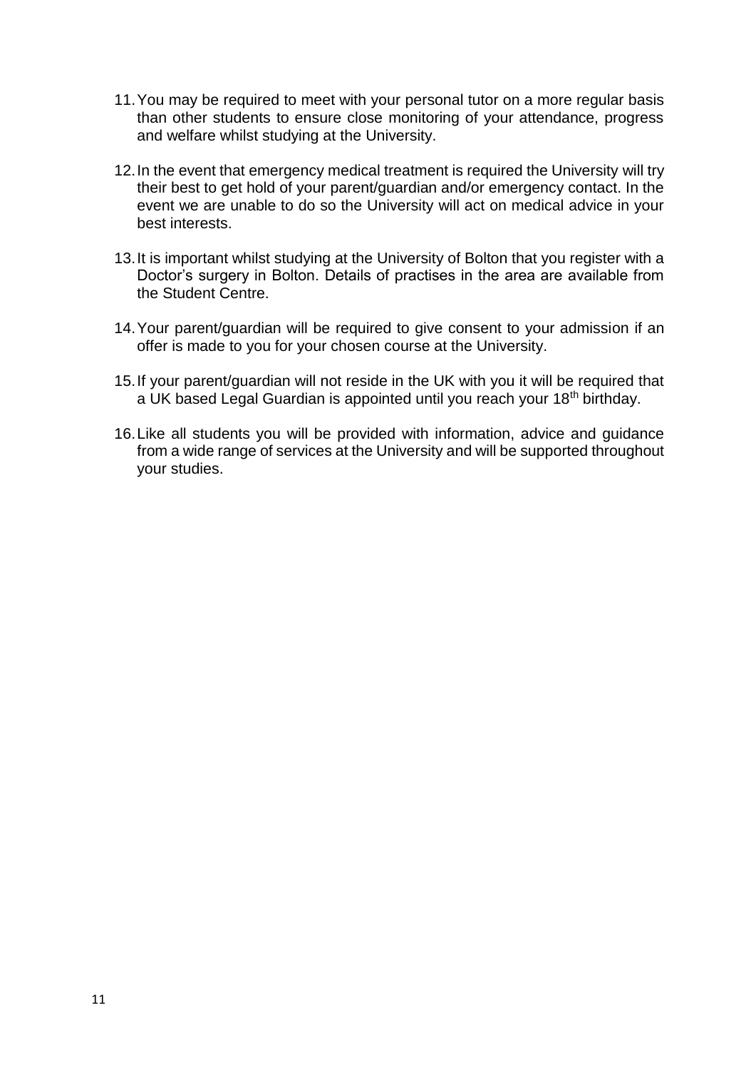11. You may be required to meet with your personal tutor on a more regular basis than other students to ensure close monitoring of your attendance, progress and welfare whilst studying at the University.

12. In the event that emergency medical treatment is required the University will try their best to get hold of your parent/guardian and/or emergency contact. In the event we are unable to do so the University will act on medical advice in your best interests.

13. It is important whilst studying at the University of Bolton that you register with a Doctor's surgery in Bolton. Details of practises in the area are available from the Student Centre.

14. Your parent/guardian will be required to give consent to your admission if an offer is made to you for your chosen course at the University.

15. If your parent/guardian will not reside in the UK with you it will be required that a UK based Legal Guardian is appointed until you reach your 18th birthday.

16. Like all students you will be provided with information, advice and guidance from a wide range of services at the University and will be supported throughout your studies.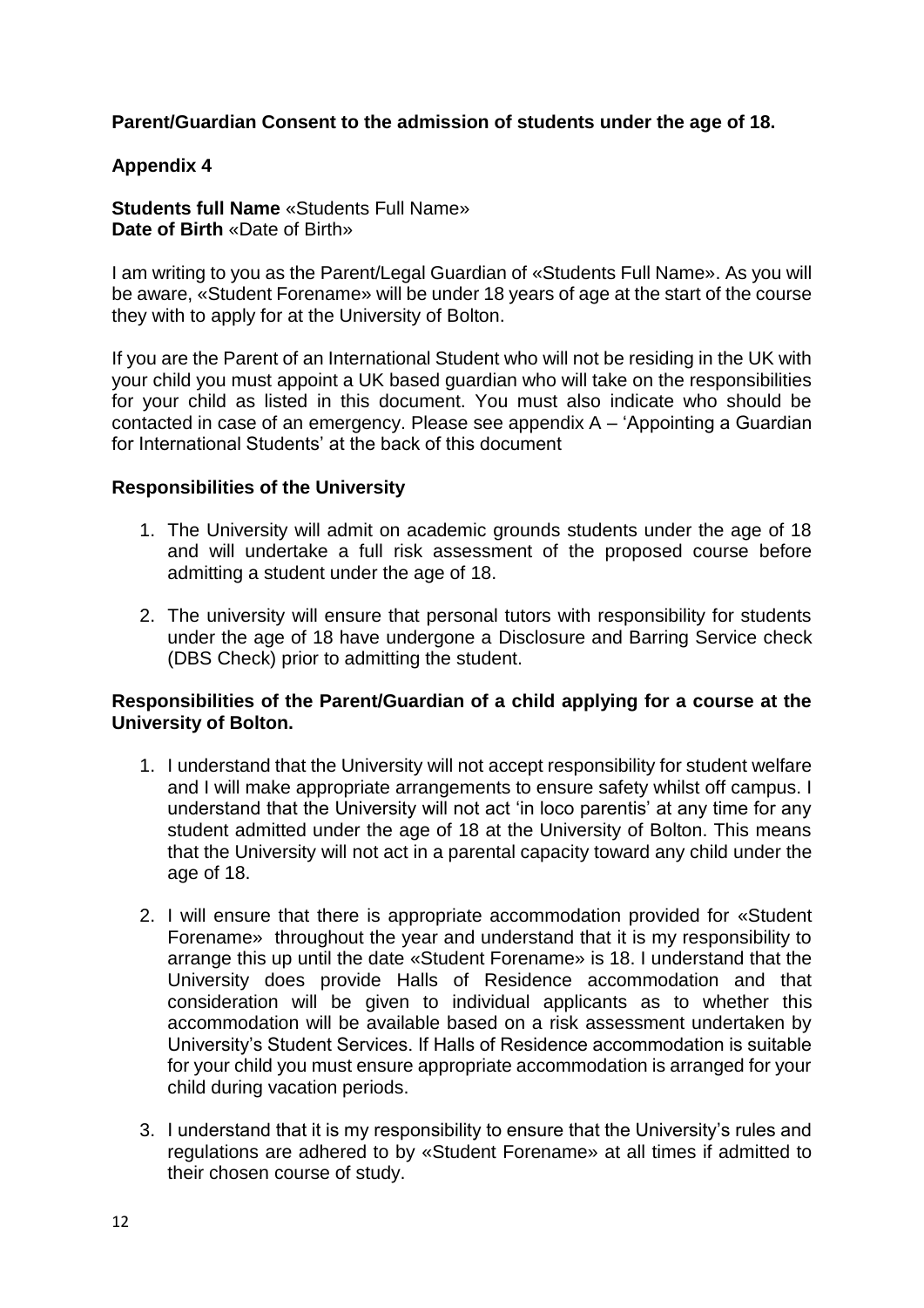**Parent/Guardian Consent to the admission of students under the age of 18.**

**Appendix 4**

**Students full Name** «Students Full Name»
**Date of Birth** «Date of Birth»

I am writing to you as the Parent/Legal Guardian of «Students Full Name». As you will be aware, «Student Forename» will be under 18 years of age at the start of the course they with to apply for at the University of Bolton.

If you are the Parent of an International Student who will not be residing in the UK with your child you must appoint a UK based guardian who will take on the responsibilities for your child as listed in this document. You must also indicate who should be contacted in case of an emergency. Please see appendix A – 'Appointing a Guardian for International Students' at the back of this document

**Responsibilities of the University**

1. The University will admit on academic grounds students under the age of 18 and will undertake a full risk assessment of the proposed course before admitting a student under the age of 18.

2. The university will ensure that personal tutors with responsibility for students under the age of 18 have undergone a Disclosure and Barring Service check (DBS Check) prior to admitting the student.

**Responsibilities of the Parent/Guardian of a child applying for a course at the University of Bolton.**

1. I understand that the University will not accept responsibility for student welfare and I will make appropriate arrangements to ensure safety whilst off campus. I understand that the University will not act 'in loco parentis' at any time for any student admitted under the age of 18 at the University of Bolton. This means that the University will not act in a parental capacity toward any child under the age of 18.

2. I will ensure that there is appropriate accommodation provided for «Student Forename» throughout the year and understand that it is my responsibility to arrange this up until the date «Student Forename» is 18. I understand that the University does provide Halls of Residence accommodation and that consideration will be given to individual applicants as to whether this accommodation will be available based on a risk assessment undertaken by University's Student Services. If Halls of Residence accommodation is suitable for your child you must ensure appropriate accommodation is arranged for your child during vacation periods.

3. I understand that it is my responsibility to ensure that the University's rules and regulations are adhered to by «Student Forename» at all times if admitted to their chosen course of study.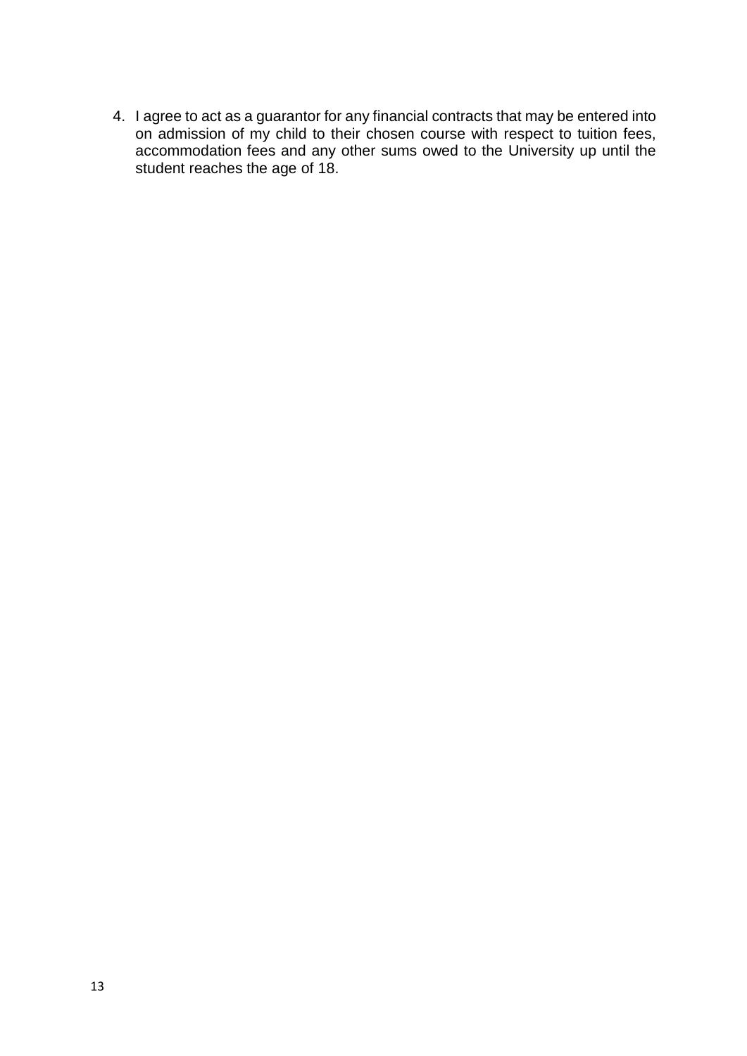4. I agree to act as a guarantor for any financial contracts that may be entered into on admission of my child to their chosen course with respect to tuition fees, accommodation fees and any other sums owed to the University up until the student reaches the age of 18.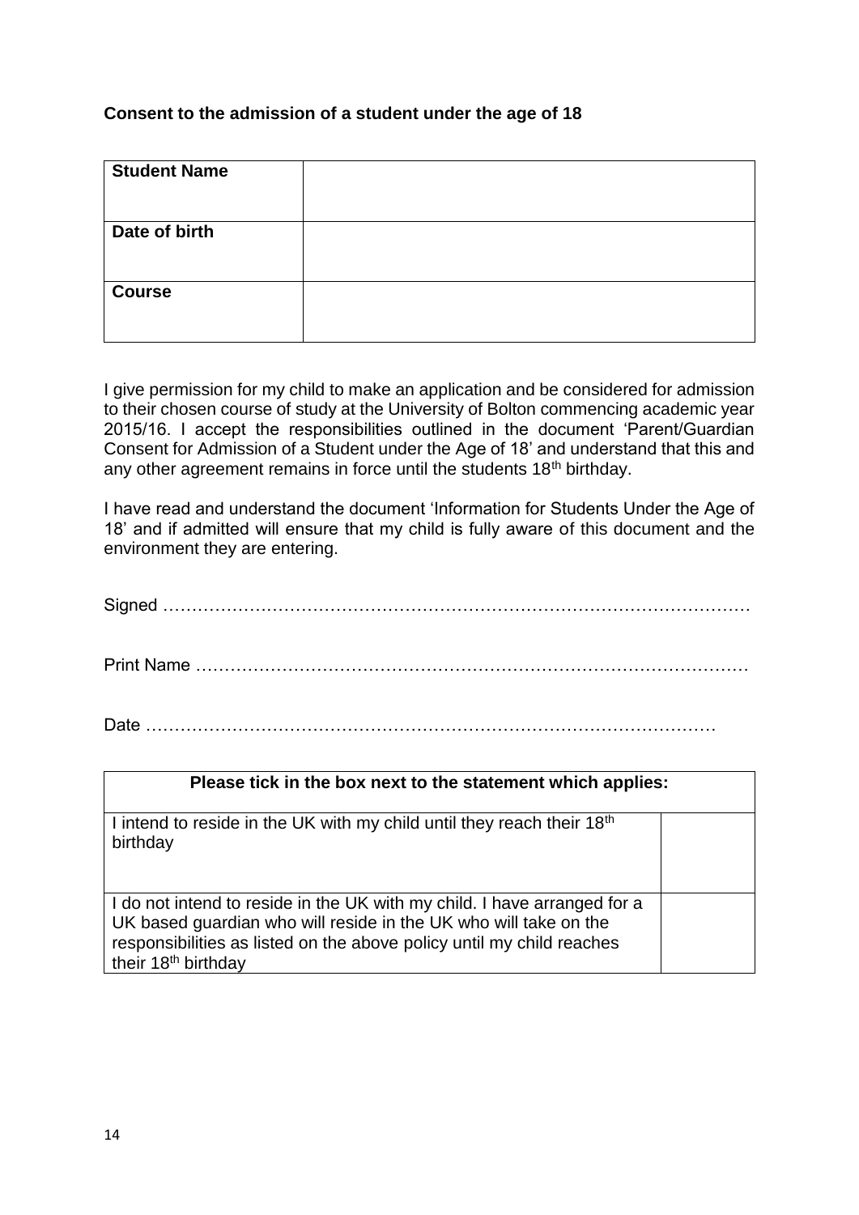**Consent to the admission of a student under the age of 18**

| **Student Name** | |
|---|---|
| **Date of birth** | |
| **Course** | |

I give permission for my child to make an application and be considered for admission to their chosen course of study at the University of Bolton commencing academic year 2015/16. I accept the responsibilities outlined in the document 'Parent/Guardian Consent for Admission of a Student under the Age of 18' and understand that this and any other agreement remains in force until the students 18th birthday.

I have read and understand the document 'Information for Students Under the Age of 18' and if admitted will ensure that my child is fully aware of this document and the environment they are entering.

Signed ………………………………………………………………………………………

Print Name …………………………………………………………………………………

Date ………………………………………………………………………………………

| **Please tick in the box next to the statement which applies:** | |
|---|---|
| I intend to reside in the UK with my child until they reach their 18th birthday | |
| I do not intend to reside in the UK with my child. I have arranged for a UK based guardian who will reside in the UK who will take on the responsibilities as listed on the above policy until my child reaches their 18th birthday | |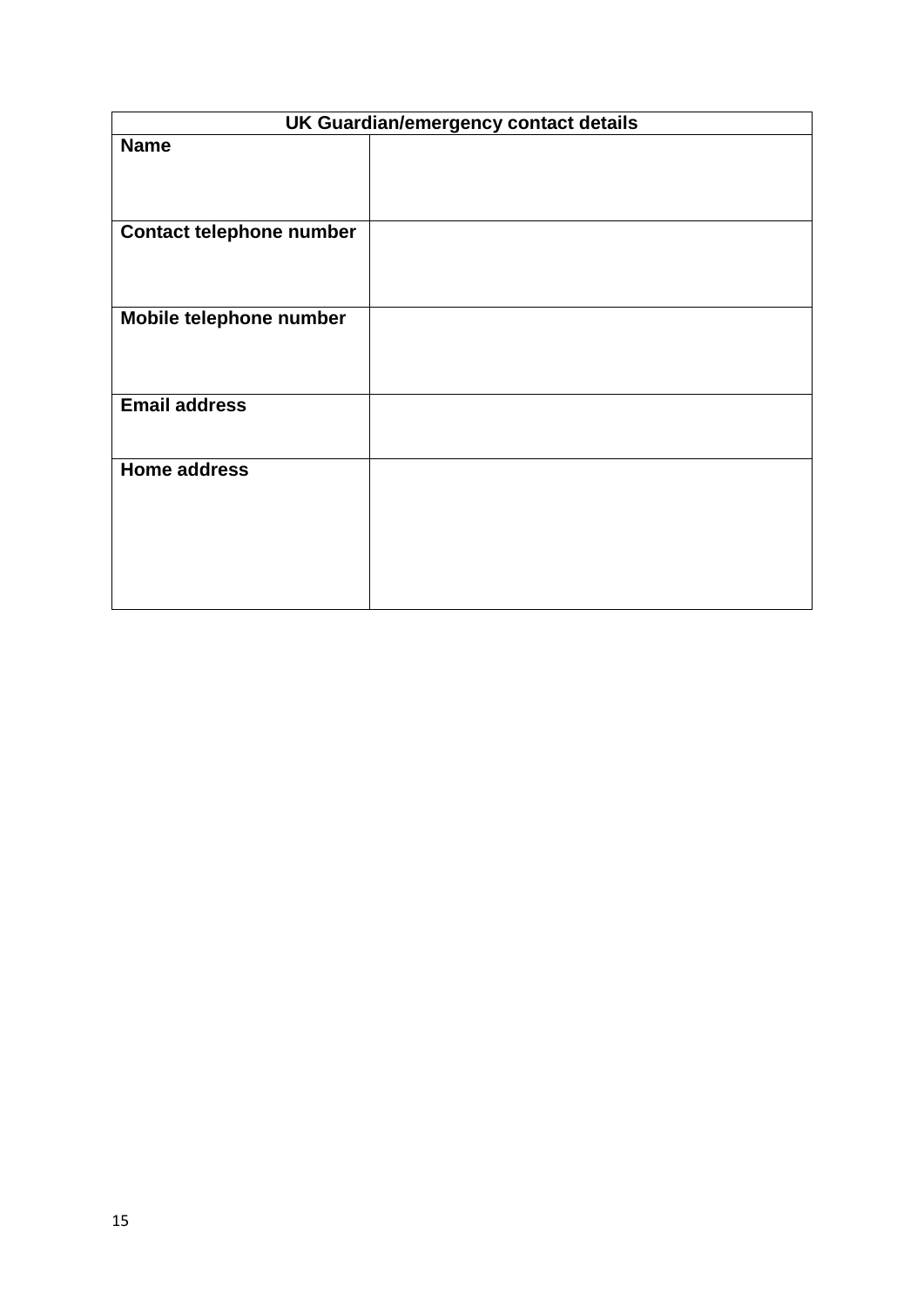| UK Guardian/emergency contact details | |
|---|---|
| **Name** | |
| **Contact telephone number** | |
| **Mobile telephone number** | |
| **Email address** | |
| **Home address** | |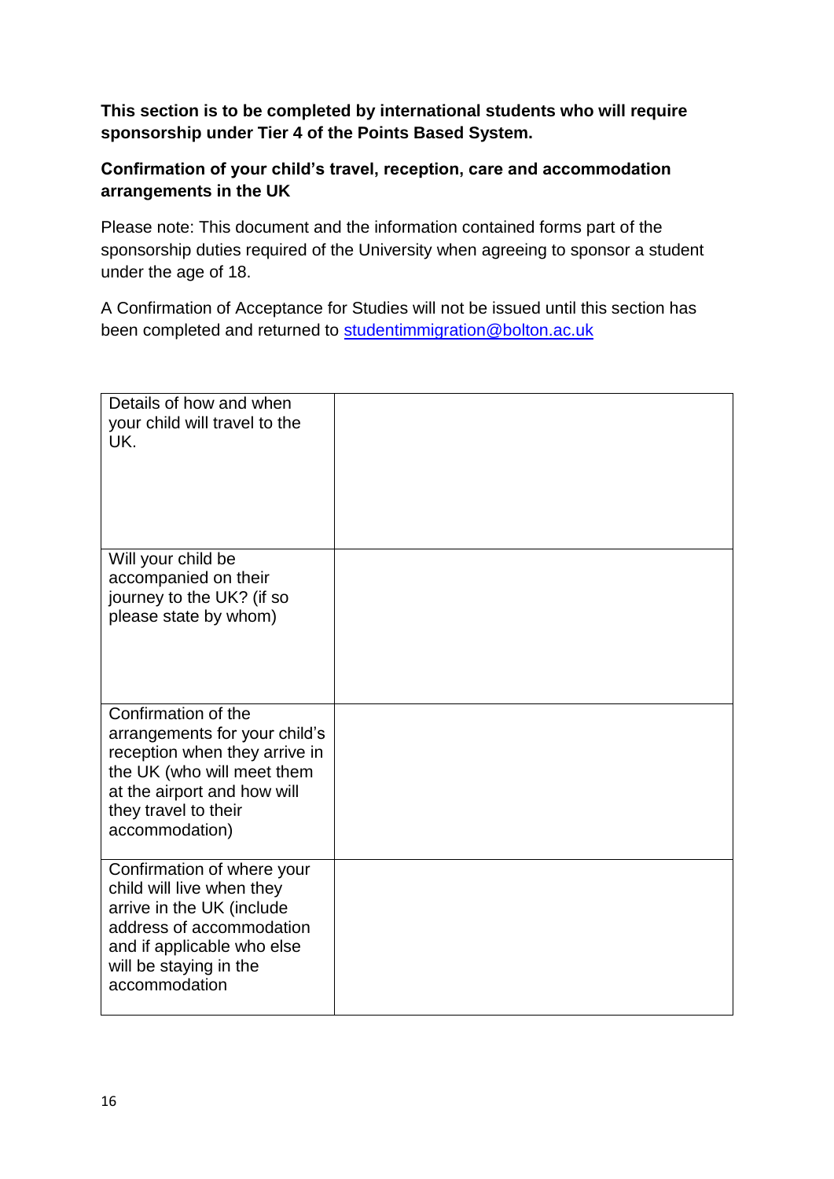**This section is to be completed by international students who will require sponsorship under Tier 4 of the Points Based System.**

**Confirmation of your child's travel, reception, care and accommodation arrangements in the UK**

Please note: This document and the information contained forms part of the sponsorship duties required of the University when agreeing to sponsor a student under the age of 18.

A Confirmation of Acceptance for Studies will not be issued until this section has been completed and returned to studentimmigration@bolton.ac.uk

| | |
|---|---|
| Details of how and when your child will travel to the UK. | |
| Will your child be accompanied on their journey to the UK? (if so please state by whom) | |
| Confirmation of the arrangements for your child's reception when they arrive in the UK (who will meet them at the airport and how will they travel to their accommodation) | |
| Confirmation of where your child will live when they arrive in the UK (include address of accommodation and if applicable who else will be staying in the accommodation | |